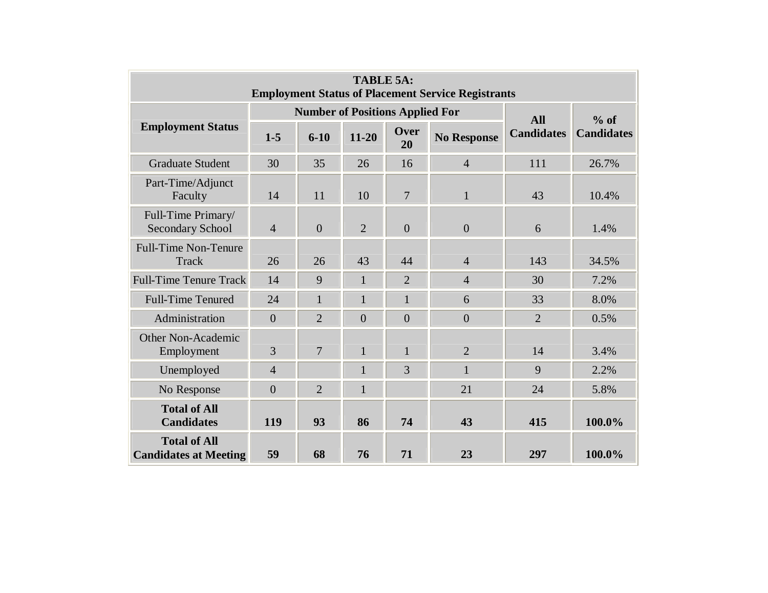| TABLE 5A: Employment Status of Placement Service Registrants | | | | | | | |
|---|---|---|---|---|---|---|---|
| Employment Status | Number of Positions Applied For | | | | | All Candidates | % of Candidates |
| | 1-5 | 6-10 | 11-20 | Over 20 | No Response | | |
| Graduate Student | 30 | 35 | 26 | 16 | 4 | 111 | 26.7% |
| Part-Time/Adjunct Faculty | 14 | 11 | 10 | 7 | 1 | 43 | 10.4% |
| Full-Time Primary/ Secondary School | 4 | 0 | 2 | 0 | 0 | 6 | 1.4% |
| Full-Time Non-Tenure Track | 26 | 26 | 43 | 44 | 4 | 143 | 34.5% |
| Full-Time Tenure Track | 14 | 9 | 1 | 2 | 4 | 30 | 7.2% |
| Full-Time Tenured | 24 | 1 | 1 | 1 | 6 | 33 | 8.0% |
| Administration | 0 | 2 | 0 | 0 | 0 | 2 | 0.5% |
| Other Non-Academic Employment | 3 | 7 | 1 | 1 | 2 | 14 | 3.4% |
| Unemployed | 4 | | 1 | 3 | 1 | 9 | 2.2% |
| No Response | 0 | 2 | 1 | | 21 | 24 | 5.8% |
| **Total of All Candidates** | **119** | **93** | **86** | **74** | **43** | **415** | **100.0%** |
| **Total of All Candidates at Meeting** | **59** | **68** | **76** | **71** | **23** | **297** | **100.0%** |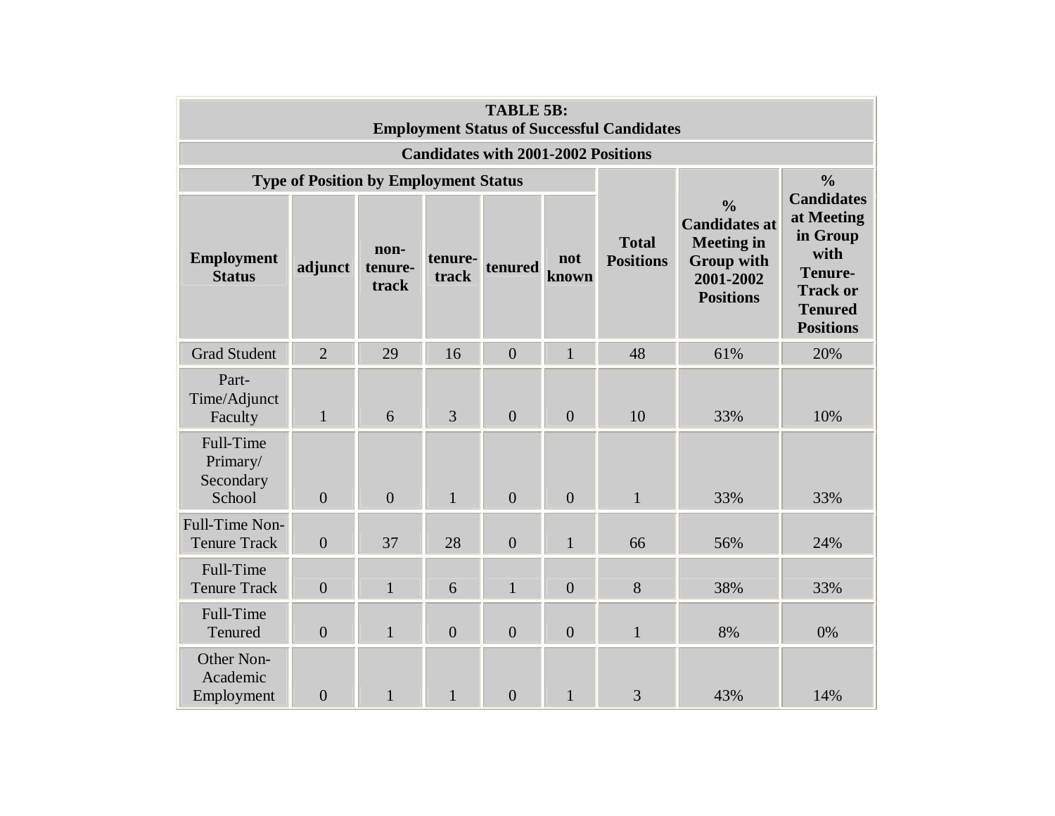| TABLE 5B: Employment Status of Successful Candidates | | | | | | | | |
|---|---|---|---|---|---|---|---|---|
| Candidates with 2001-2002 Positions | | | | | | | | |
| Type of Position by Employment Status | | | | | | Total Positions | % Candidates at Meeting in Group with 2001-2002 Positions | % Candidates at Meeting in Group with Tenure-Track or Tenured Positions |
| **Employment Status** | **adjunct** | **non-tenure-track** | **tenure-track** | **tenured** | **not known** | | | |
| Grad Student | 2 | 29 | 16 | 0 | 1 | 48 | 61% | 20% |
| Part-Time/Adjunct Faculty | 1 | 6 | 3 | 0 | 0 | 10 | 33% | 10% |
| Full-Time Primary/ Secondary School | 0 | 0 | 1 | 0 | 0 | 1 | 33% | 33% |
| Full-Time Non-Tenure Track | 0 | 37 | 28 | 0 | 1 | 66 | 56% | 24% |
| Full-Time Tenure Track | 0 | 1 | 6 | 1 | 0 | 8 | 38% | 33% |
| Full-Time Tenured | 0 | 1 | 0 | 0 | 0 | 1 | 8% | 0% |
| Other Non-Academic Employment | 0 | 1 | 1 | 0 | 1 | 3 | 43% | 14% |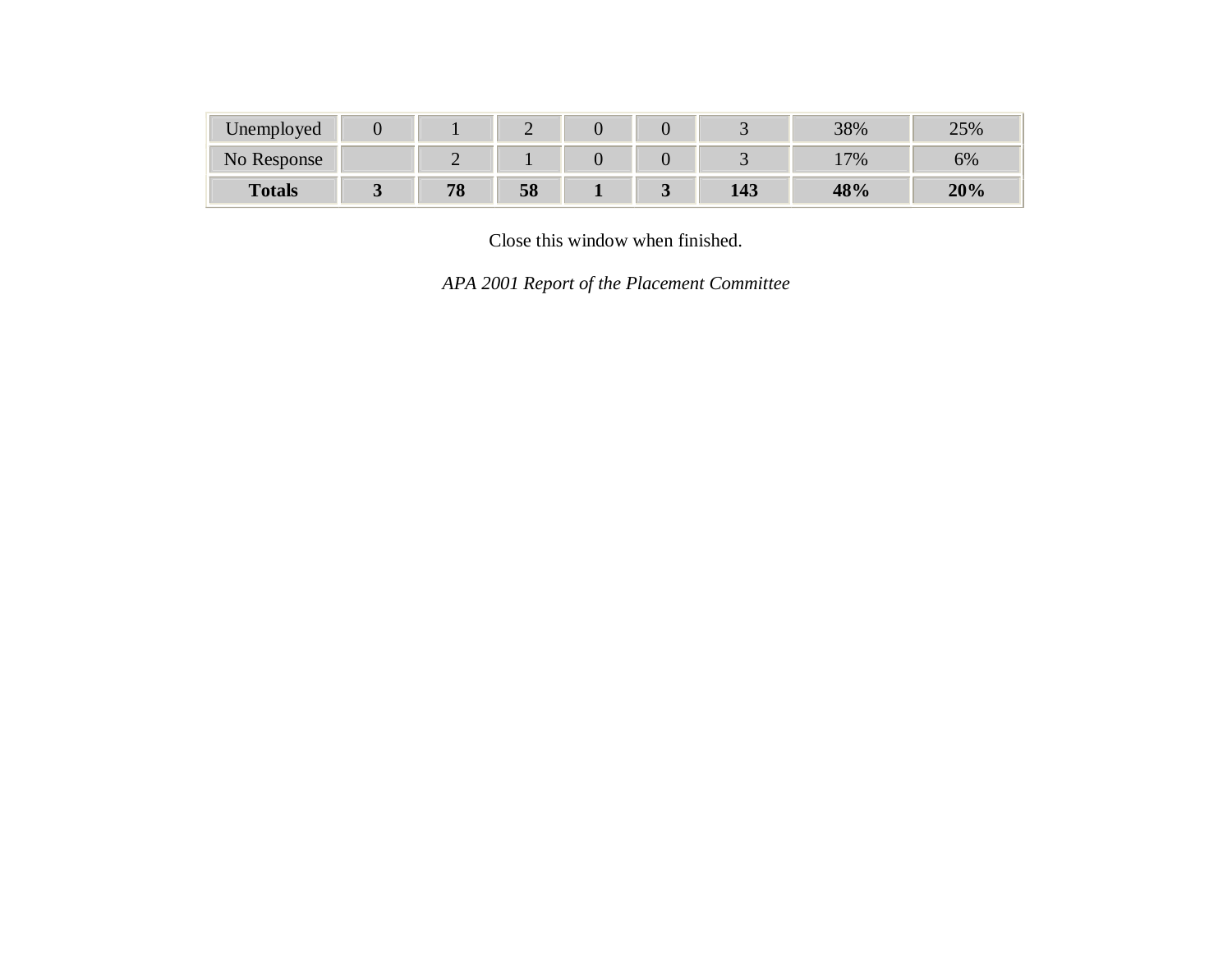| | | | | | | | | |
|---|---|---|---|---|---|---|---|---|
| Unemployed | 0 | 1 | 2 | 0 | 0 | 3 | 38% | 25% |
| No Response | | 2 | 1 | 0 | 0 | 3 | 17% | 6% |
| **Totals** | **3** | **78** | **58** | **1** | **3** | **143** | **48%** | **20%** |

Close this window when finished.

*APA 2001 Report of the Placement Committee*